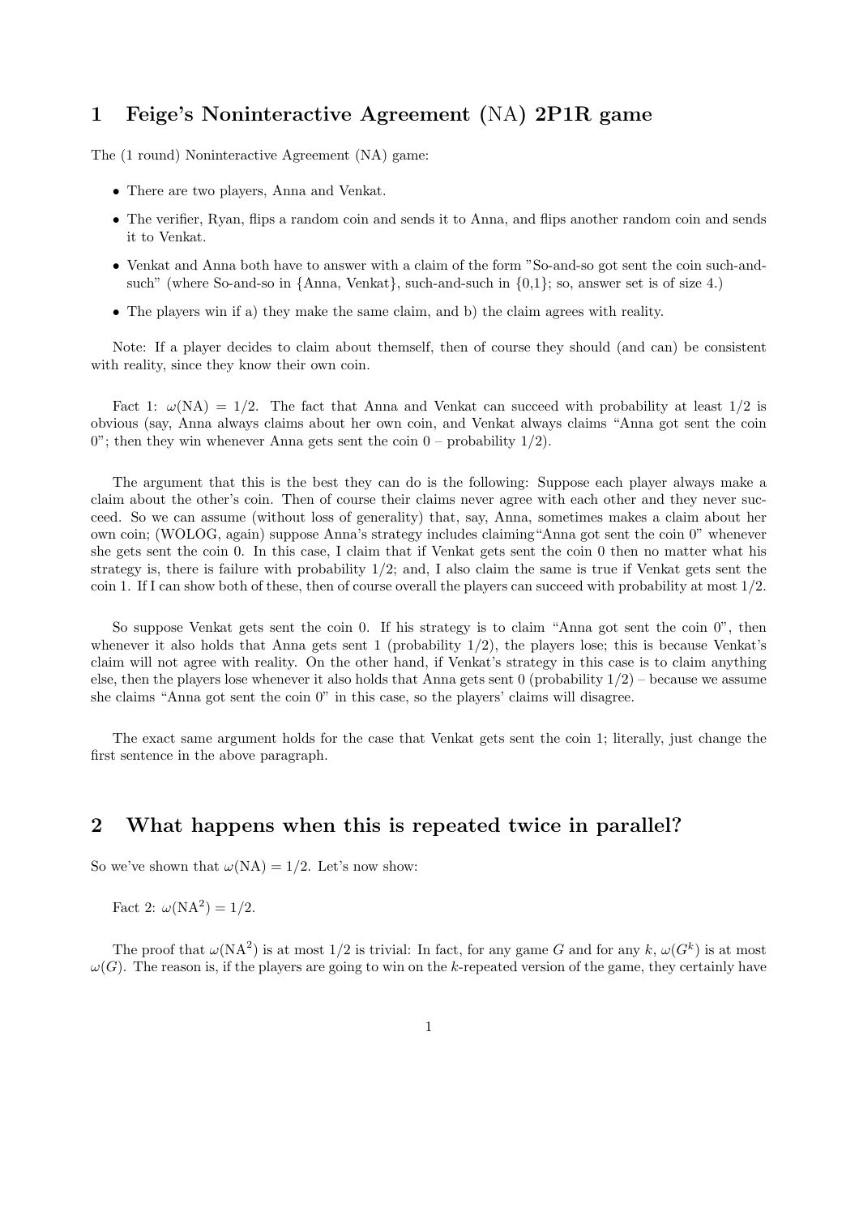# 1 Feige's Noninteractive Agreement (NA) 2P1R game

The (1 round) Noninteractive Agreement (NA) game:

- There are two players, Anna and Venkat.
- The verifier, Ryan, flips a random coin and sends it to Anna, and flips another random coin and sends it to Venkat.
- Venkat and Anna both have to answer with a claim of the form "So-and-so got sent the coin such-and-such" (where So-and-so in {Anna, Venkat}, such-and-such in {0,1}; so, answer set is of size 4.)
- The players win if a) they make the same claim, and b) the claim agrees with reality.

Note: If a player decides to claim about themself, then of course they should (and can) be consistent with reality, since they know their own coin.

Fact 1: $\omega(\text{NA}) = 1/2$. The fact that Anna and Venkat can succeed with probability at least 1/2 is obvious (say, Anna always claims about her own coin, and Venkat always claims "Anna got sent the coin 0"; then they win whenever Anna gets sent the coin 0 – probability 1/2).

The argument that this is the best they can do is the following: Suppose each player always make a claim about the other's coin. Then of course their claims never agree with each other and they never succeed. So we can assume (without loss of generality) that, say, Anna, sometimes makes a claim about her own coin; (WOLOG, again) suppose Anna's strategy includes claiming"Anna got sent the coin 0" whenever she gets sent the coin 0. In this case, I claim that if Venkat gets sent the coin 0 then no matter what his strategy is, there is failure with probability 1/2; and, I also claim the same is true if Venkat gets sent the coin 1. If I can show both of these, then of course overall the players can succeed with probability at most 1/2.

So suppose Venkat gets sent the coin 0. If his strategy is to claim "Anna got sent the coin 0", then whenever it also holds that Anna gets sent 1 (probability 1/2), the players lose; this is because Venkat's claim will not agree with reality. On the other hand, if Venkat's strategy in this case is to claim anything else, then the players lose whenever it also holds that Anna gets sent 0 (probability 1/2) – because we assume she claims "Anna got sent the coin 0" in this case, so the players' claims will disagree.

The exact same argument holds for the case that Venkat gets sent the coin 1; literally, just change the first sentence in the above paragraph.

# 2 What happens when this is repeated twice in parallel?

So we've shown that $\omega(\text{NA}) = 1/2$. Let's now show:

Fact 2: $\omega(\text{NA}^2) = 1/2$.

The proof that $\omega(\text{NA}^2)$ is at most 1/2 is trivial: In fact, for any game $G$ and for any $k$, $\omega(G^k)$ is at most $\omega(G)$. The reason is, if the players are going to win on the $k$-repeated version of the game, they certainly have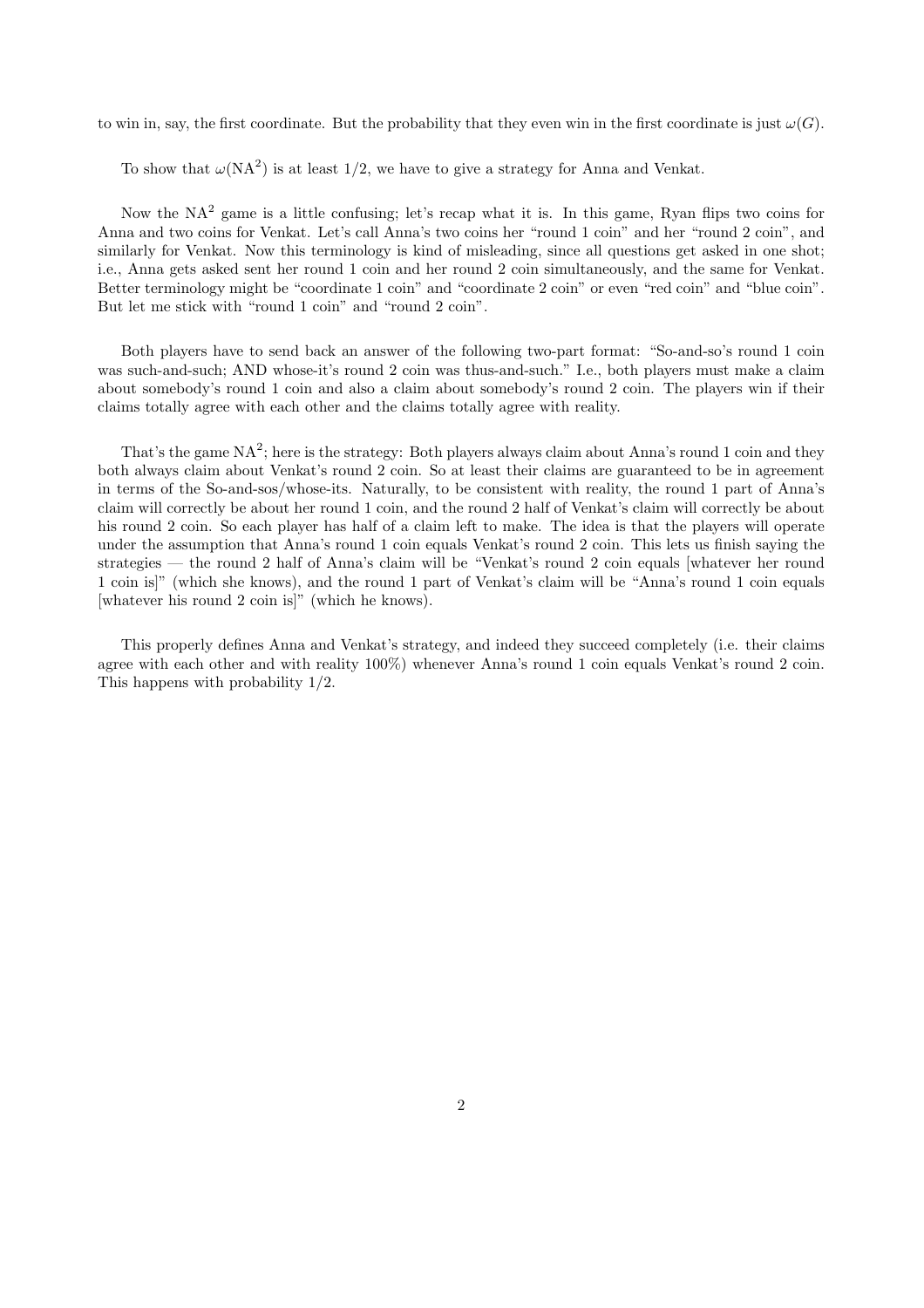to win in, say, the first coordinate. But the probability that they even win in the first coordinate is just $\omega(G)$.

To show that $\omega(\mathrm{NA}^2)$ is at least 1/2, we have to give a strategy for Anna and Venkat.

Now the $\mathrm{NA}^2$ game is a little confusing; let's recap what it is. In this game, Ryan flips two coins for Anna and two coins for Venkat. Let's call Anna's two coins her "round 1 coin" and her "round 2 coin", and similarly for Venkat. Now this terminology is kind of misleading, since all questions get asked in one shot; i.e., Anna gets asked sent her round 1 coin and her round 2 coin simultaneously, and the same for Venkat. Better terminology might be "coordinate 1 coin" and "coordinate 2 coin" or even "red coin" and "blue coin". But let me stick with "round 1 coin" and "round 2 coin".

Both players have to send back an answer of the following two-part format: "So-and-so's round 1 coin was such-and-such; AND whose-it's round 2 coin was thus-and-such." I.e., both players must make a claim about somebody's round 1 coin and also a claim about somebody's round 2 coin. The players win if their claims totally agree with each other and the claims totally agree with reality.

That's the game $\mathrm{NA}^2$; here is the strategy: Both players always claim about Anna's round 1 coin and they both always claim about Venkat's round 2 coin. So at least their claims are guaranteed to be in agreement in terms of the So-and-sos/whose-its. Naturally, to be consistent with reality, the round 1 part of Anna's claim will correctly be about her round 1 coin, and the round 2 half of Venkat's claim will correctly be about his round 2 coin. So each player has half of a claim left to make. The idea is that the players will operate under the assumption that Anna's round 1 coin equals Venkat's round 2 coin. This lets us finish saying the strategies — the round 2 half of Anna's claim will be "Venkat's round 2 coin equals [whatever her round 1 coin is]" (which she knows), and the round 1 part of Venkat's claim will be "Anna's round 1 coin equals [whatever his round 2 coin is]" (which he knows).

This properly defines Anna and Venkat's strategy, and indeed they succeed completely (i.e. their claims agree with each other and with reality 100%) whenever Anna's round 1 coin equals Venkat's round 2 coin. This happens with probability 1/2.